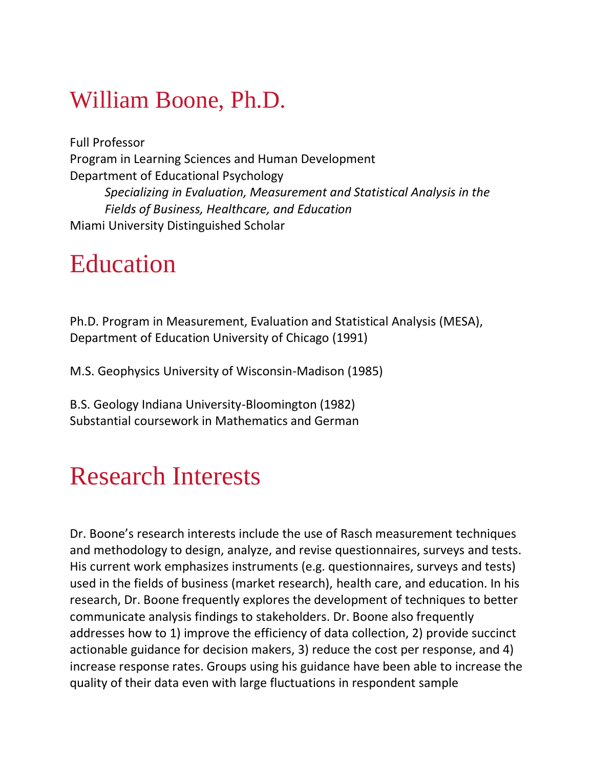# William Boone, Ph.D.

Full Professor
Program in Learning Sciences and Human Development
Department of Educational Psychology

*Specializing in Evaluation, Measurement and Statistical Analysis in the Fields of Business, Healthcare, and Education*

Miami University Distinguished Scholar

# Education

Ph.D. Program in Measurement, Evaluation and Statistical Analysis (MESA), Department of Education University of Chicago (1991)

M.S. Geophysics University of Wisconsin-Madison (1985)

B.S. Geology Indiana University-Bloomington (1982)
Substantial coursework in Mathematics and German

# Research Interests

Dr. Boone's research interests include the use of Rasch measurement techniques and methodology to design, analyze, and revise questionnaires, surveys and tests. His current work emphasizes instruments (e.g. questionnaires, surveys and tests) used in the fields of business (market research), health care, and education. In his research, Dr. Boone frequently explores the development of techniques to better communicate analysis findings to stakeholders. Dr. Boone also frequently addresses how to 1) improve the efficiency of data collection, 2) provide succinct actionable guidance for decision makers, 3) reduce the cost per response, and 4) increase response rates. Groups using his guidance have been able to increase the quality of their data even with large fluctuations in respondent sample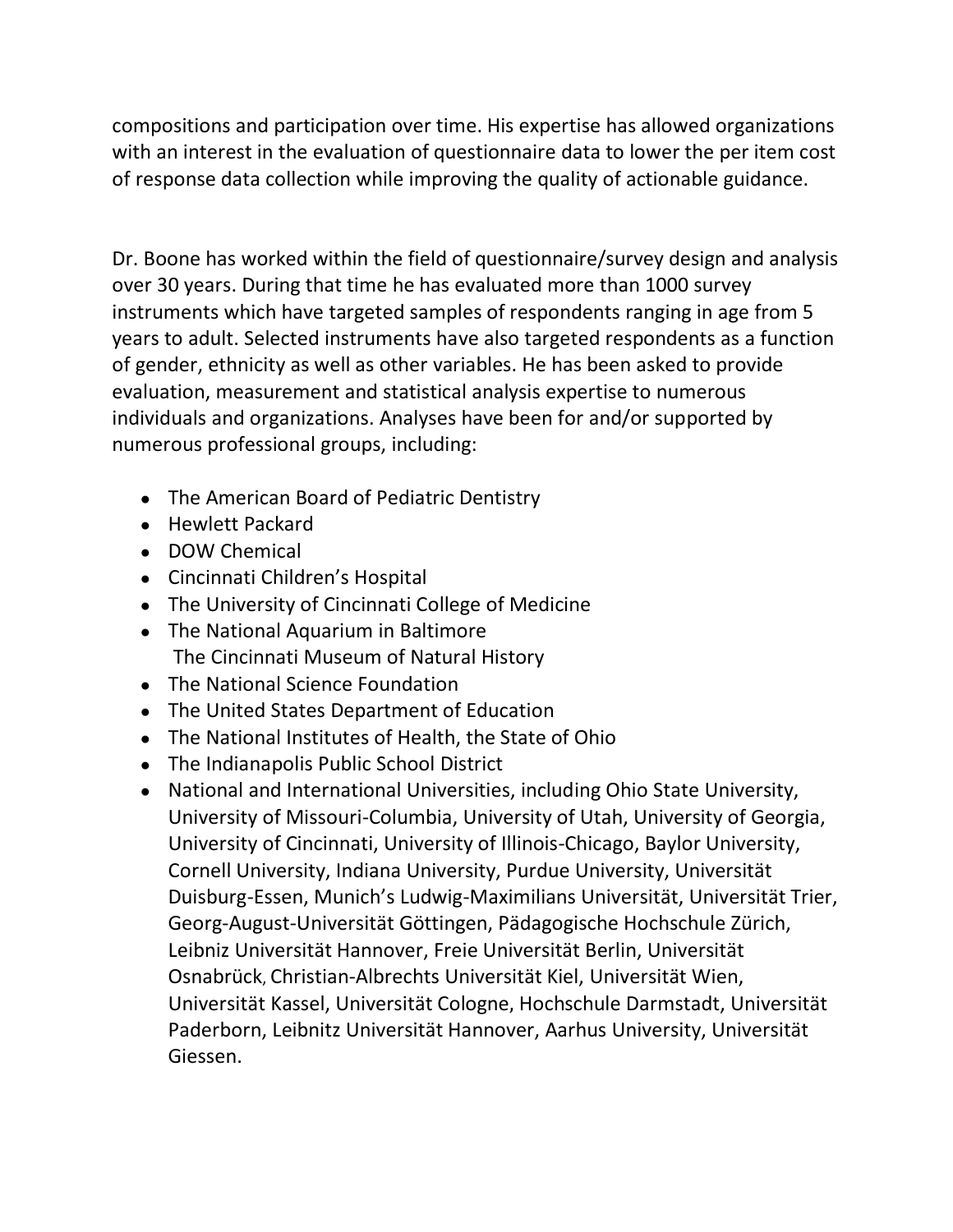compositions and participation over time. His expertise has allowed organizations with an interest in the evaluation of questionnaire data to lower the per item cost of response data collection while improving the quality of actionable guidance.

Dr. Boone has worked within the field of questionnaire/survey design and analysis over 30 years. During that time he has evaluated more than 1000 survey instruments which have targeted samples of respondents ranging in age from 5 years to adult. Selected instruments have also targeted respondents as a function of gender, ethnicity as well as other variables. He has been asked to provide evaluation, measurement and statistical analysis expertise to numerous individuals and organizations. Analyses have been for and/or supported by numerous professional groups, including:

- The American Board of Pediatric Dentistry
- Hewlett Packard
- DOW Chemical
- Cincinnati Children's Hospital
- The University of Cincinnati College of Medicine
- The National Aquarium in Baltimore
  The Cincinnati Museum of Natural History
- The National Science Foundation
- The United States Department of Education
- The National Institutes of Health, the State of Ohio
- The Indianapolis Public School District
- National and International Universities, including Ohio State University, University of Missouri-Columbia, University of Utah, University of Georgia, University of Cincinnati, University of Illinois-Chicago, Baylor University, Cornell University, Indiana University, Purdue University, Universität Duisburg-Essen, Munich's Ludwig-Maximilians Universität, Universität Trier, Georg-August-Universität Göttingen, Pädagogische Hochschule Zürich, Leibniz Universität Hannover, Freie Universität Berlin, Universität Osnabrück, Christian-Albrechts Universität Kiel, Universität Wien, Universität Kassel, Universität Cologne, Hochschule Darmstadt, Universität Paderborn, Leibnitz Universität Hannover, Aarhus University, Universität Giessen.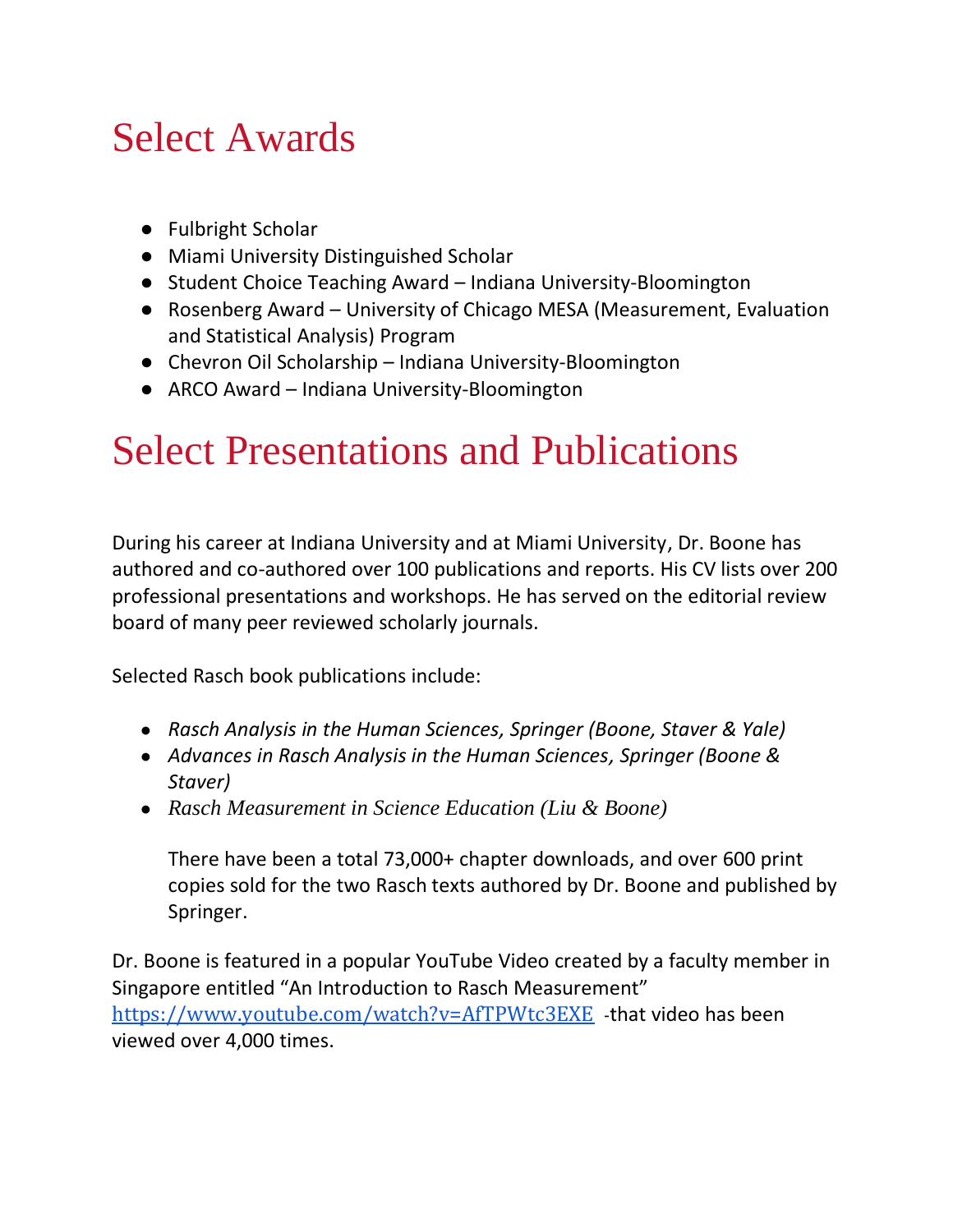# Select Awards

- Fulbright Scholar
- Miami University Distinguished Scholar
- Student Choice Teaching Award – Indiana University-Bloomington
- Rosenberg Award – University of Chicago MESA (Measurement, Evaluation and Statistical Analysis) Program
- Chevron Oil Scholarship – Indiana University-Bloomington
- ARCO Award – Indiana University-Bloomington

# Select Presentations and Publications

During his career at Indiana University and at Miami University, Dr. Boone has authored and co-authored over 100 publications and reports. His CV lists over 200 professional presentations and workshops. He has served on the editorial review board of many peer reviewed scholarly journals.

Selected Rasch book publications include:

- *Rasch Analysis in the Human Sciences, Springer (Boone, Staver & Yale)*
- *Advances in Rasch Analysis in the Human Sciences, Springer (Boone & Staver)*
- *Rasch Measurement in Science Education (Liu & Boone)*

  There have been a total 73,000+ chapter downloads, and over 600 print copies sold for the two Rasch texts authored by Dr. Boone and published by Springer.

Dr. Boone is featured in a popular YouTube Video created by a faculty member in Singapore entitled "An Introduction to Rasch Measurement" https://www.youtube.com/watch?v=AfTPWtc3EXE -that video has been viewed over 4,000 times.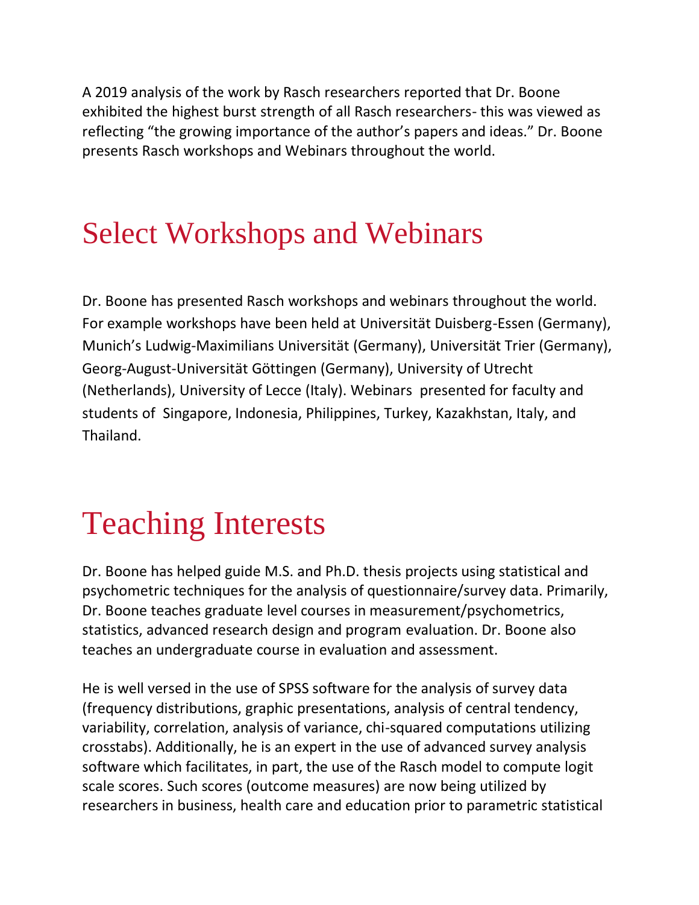A 2019 analysis of the work by Rasch researchers reported that Dr. Boone exhibited the highest burst strength of all Rasch researchers- this was viewed as reflecting "the growing importance of the author's papers and ideas." Dr. Boone presents Rasch workshops and Webinars throughout the world.

# Select Workshops and Webinars

Dr. Boone has presented Rasch workshops and webinars throughout the world. For example workshops have been held at Universität Duisberg-Essen (Germany), Munich's Ludwig-Maximilians Universität (Germany), Universität Trier (Germany), Georg-August-Universität Göttingen (Germany), University of Utrecht (Netherlands), University of Lecce (Italy). Webinars presented for faculty and students of Singapore, Indonesia, Philippines, Turkey, Kazakhstan, Italy, and Thailand.

# Teaching Interests

Dr. Boone has helped guide M.S. and Ph.D. thesis projects using statistical and psychometric techniques for the analysis of questionnaire/survey data. Primarily, Dr. Boone teaches graduate level courses in measurement/psychometrics, statistics, advanced research design and program evaluation. Dr. Boone also teaches an undergraduate course in evaluation and assessment.

He is well versed in the use of SPSS software for the analysis of survey data (frequency distributions, graphic presentations, analysis of central tendency, variability, correlation, analysis of variance, chi-squared computations utilizing crosstabs). Additionally, he is an expert in the use of advanced survey analysis software which facilitates, in part, the use of the Rasch model to compute logit scale scores. Such scores (outcome measures) are now being utilized by researchers in business, health care and education prior to parametric statistical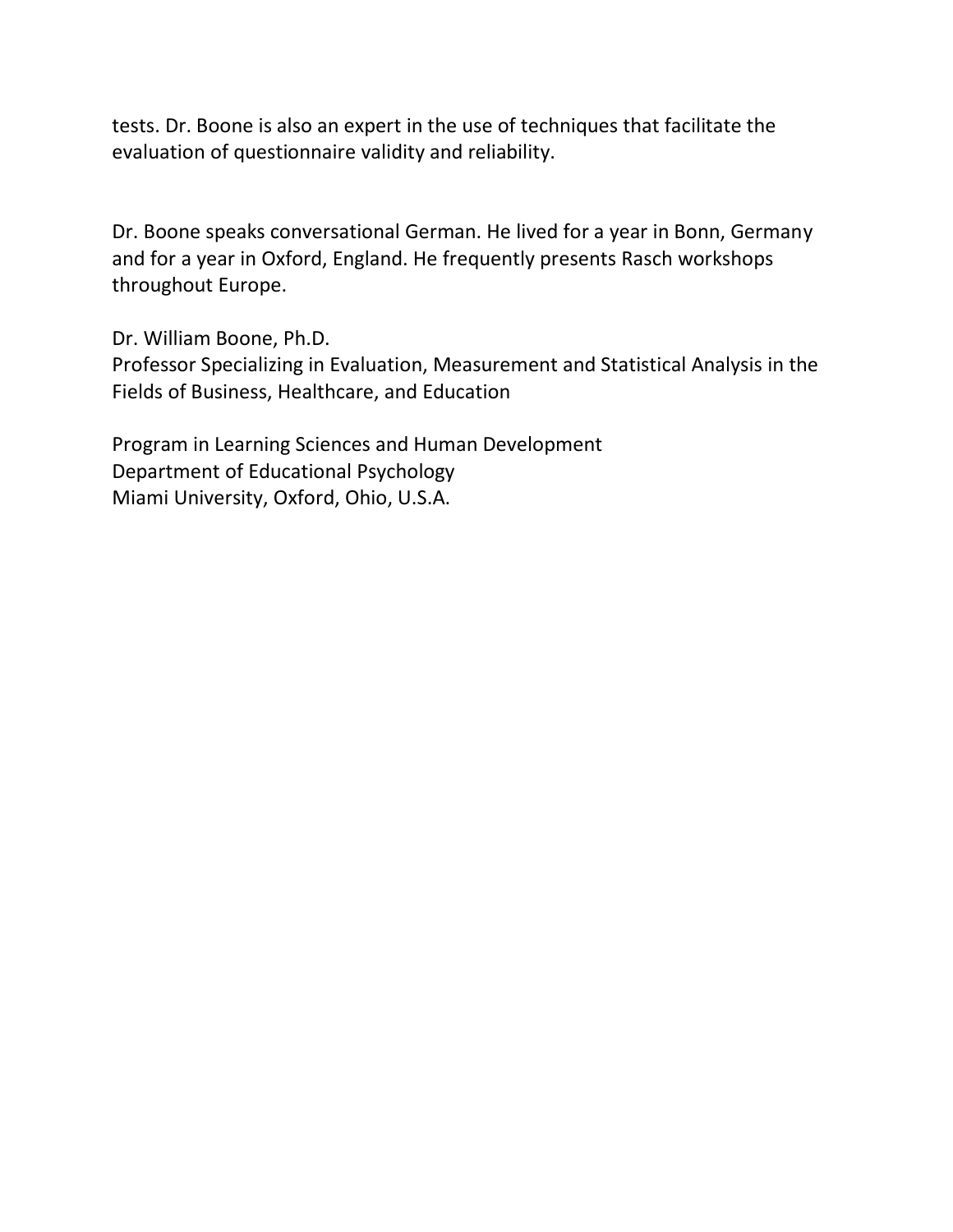tests. Dr. Boone is also an expert in the use of techniques that facilitate the evaluation of questionnaire validity and reliability.

Dr. Boone speaks conversational German. He lived for a year in Bonn, Germany and for a year in Oxford, England. He frequently presents Rasch workshops throughout Europe.

Dr. William Boone, Ph.D.
Professor Specializing in Evaluation, Measurement and Statistical Analysis in the Fields of Business, Healthcare, and Education

Program in Learning Sciences and Human Development
Department of Educational Psychology
Miami University, Oxford, Ohio, U.S.A.